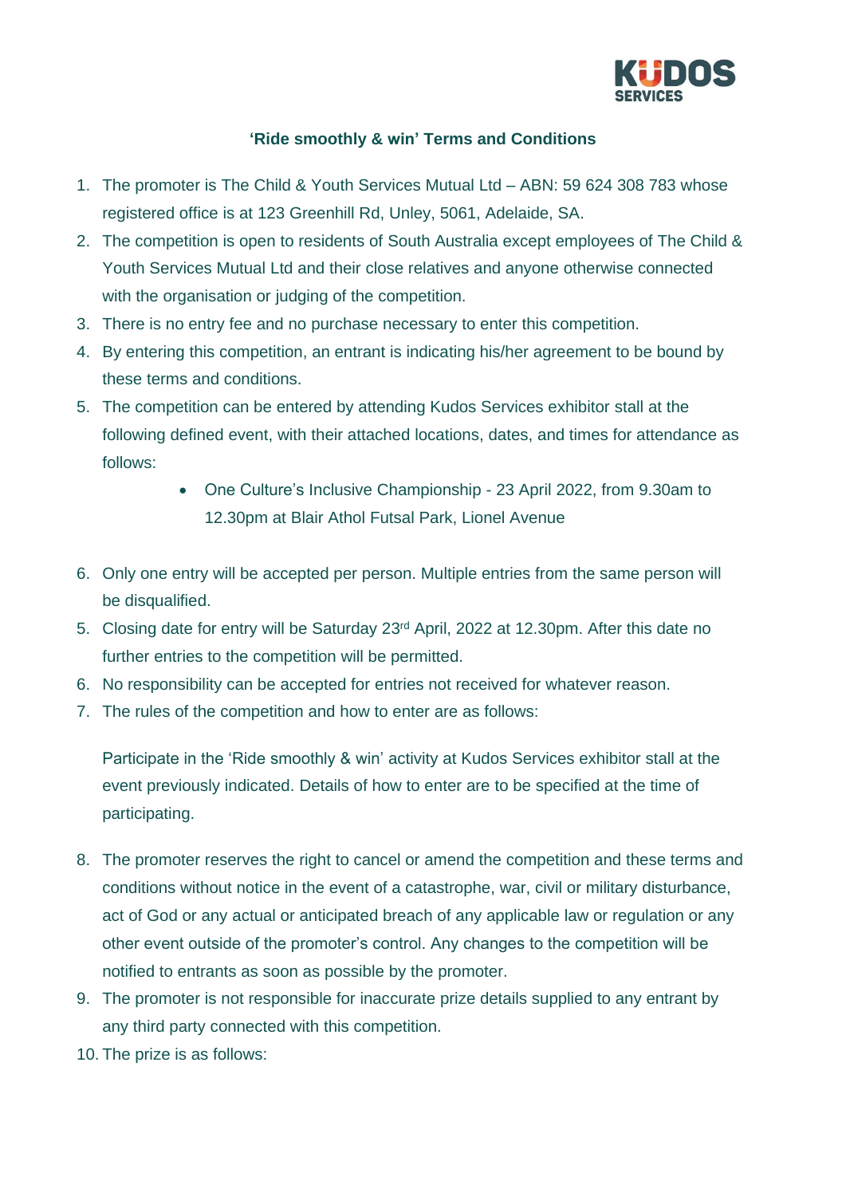**'Ride smoothly & win' Terms and Conditions**

1. The promoter is The Child & Youth Services Mutual Ltd – ABN: 59 624 308 783 whose registered office is at 123 Greenhill Rd, Unley, 5061, Adelaide, SA.
2. The competition is open to residents of South Australia except employees of The Child & Youth Services Mutual Ltd and their close relatives and anyone otherwise connected with the organisation or judging of the competition.
3. There is no entry fee and no purchase necessary to enter this competition.
4. By entering this competition, an entrant is indicating his/her agreement to be bound by these terms and conditions.
5. The competition can be entered by attending Kudos Services exhibitor stall at the following defined event, with their attached locations, dates, and times for attendance as follows:
    - One Culture's Inclusive Championship - 23 April 2022, from 9.30am to 12.30pm at Blair Athol Futsal Park, Lionel Avenue

6. Only one entry will be accepted per person. Multiple entries from the same person will be disqualified.
5. Closing date for entry will be Saturday 23rd April, 2022 at 12.30pm. After this date no further entries to the competition will be permitted.
6. No responsibility can be accepted for entries not received for whatever reason.
7. The rules of the competition and how to enter are as follows:

    Participate in the 'Ride smoothly & win' activity at Kudos Services exhibitor stall at the event previously indicated. Details of how to enter are to be specified at the time of participating.

8. The promoter reserves the right to cancel or amend the competition and these terms and conditions without notice in the event of a catastrophe, war, civil or military disturbance, act of God or any actual or anticipated breach of any applicable law or regulation or any other event outside of the promoter's control. Any changes to the competition will be notified to entrants as soon as possible by the promoter.
9. The promoter is not responsible for inaccurate prize details supplied to any entrant by any third party connected with this competition.
10. The prize is as follows: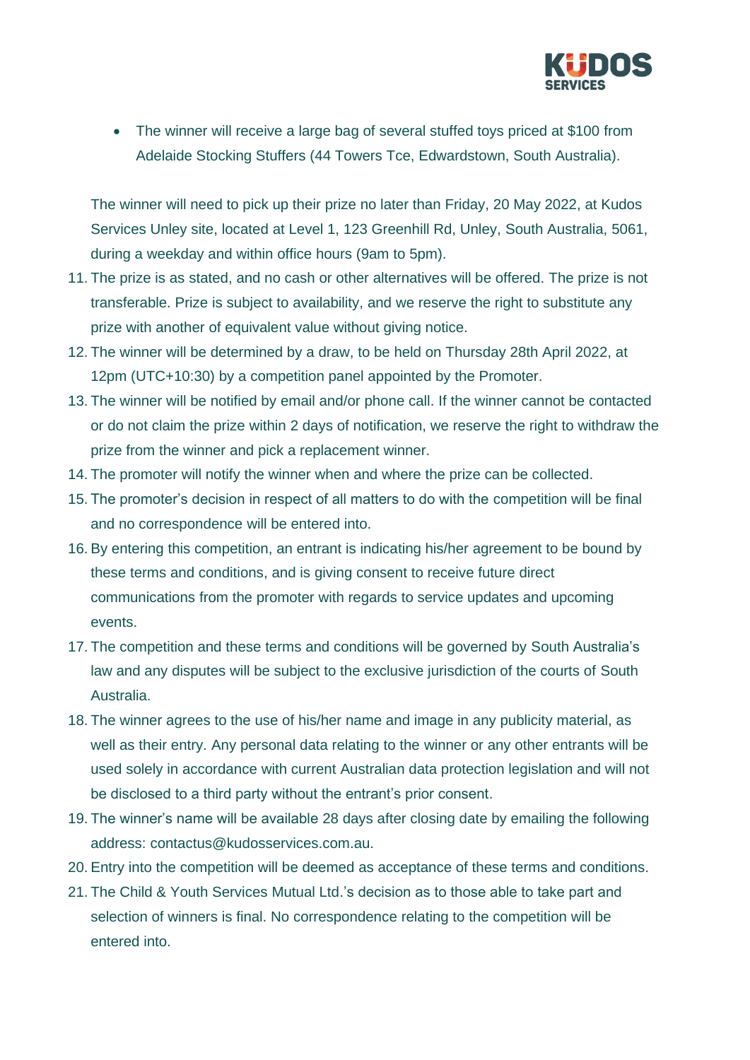- The winner will receive a large bag of several stuffed toys priced at $100 from Adelaide Stocking Stuffers (44 Towers Tce, Edwardstown, South Australia).

The winner will need to pick up their prize no later than Friday, 20 May 2022, at Kudos Services Unley site, located at Level 1, 123 Greenhill Rd, Unley, South Australia, 5061, during a weekday and within office hours (9am to 5pm).

11. The prize is as stated, and no cash or other alternatives will be offered. The prize is not transferable. Prize is subject to availability, and we reserve the right to substitute any prize with another of equivalent value without giving notice.
12. The winner will be determined by a draw, to be held on Thursday 28th April 2022, at 12pm (UTC+10:30) by a competition panel appointed by the Promoter.
13. The winner will be notified by email and/or phone call. If the winner cannot be contacted or do not claim the prize within 2 days of notification, we reserve the right to withdraw the prize from the winner and pick a replacement winner.
14. The promoter will notify the winner when and where the prize can be collected.
15. The promoter's decision in respect of all matters to do with the competition will be final and no correspondence will be entered into.
16. By entering this competition, an entrant is indicating his/her agreement to be bound by these terms and conditions, and is giving consent to receive future direct communications from the promoter with regards to service updates and upcoming events.
17. The competition and these terms and conditions will be governed by South Australia's law and any disputes will be subject to the exclusive jurisdiction of the courts of South Australia.
18. The winner agrees to the use of his/her name and image in any publicity material, as well as their entry. Any personal data relating to the winner or any other entrants will be used solely in accordance with current Australian data protection legislation and will not be disclosed to a third party without the entrant's prior consent.
19. The winner's name will be available 28 days after closing date by emailing the following address: contactus@kudosservices.com.au.
20. Entry into the competition will be deemed as acceptance of these terms and conditions.
21. The Child & Youth Services Mutual Ltd.'s decision as to those able to take part and selection of winners is final. No correspondence relating to the competition will be entered into.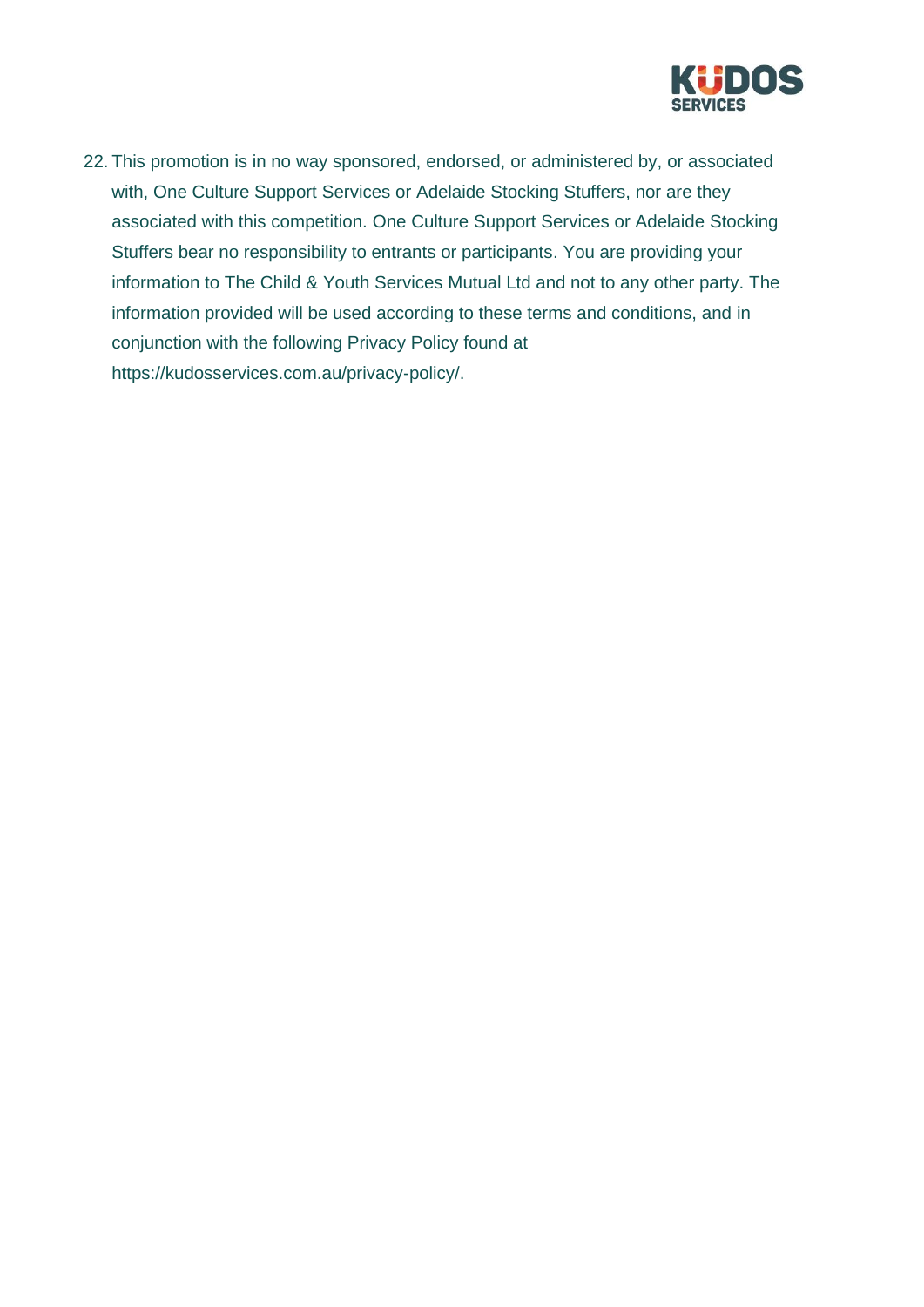22. This promotion is in no way sponsored, endorsed, or administered by, or associated with, One Culture Support Services or Adelaide Stocking Stuffers, nor are they associated with this competition. One Culture Support Services or Adelaide Stocking Stuffers bear no responsibility to entrants or participants. You are providing your information to The Child & Youth Services Mutual Ltd and not to any other party. The information provided will be used according to these terms and conditions, and in conjunction with the following Privacy Policy found at https://kudosservices.com.au/privacy-policy/.